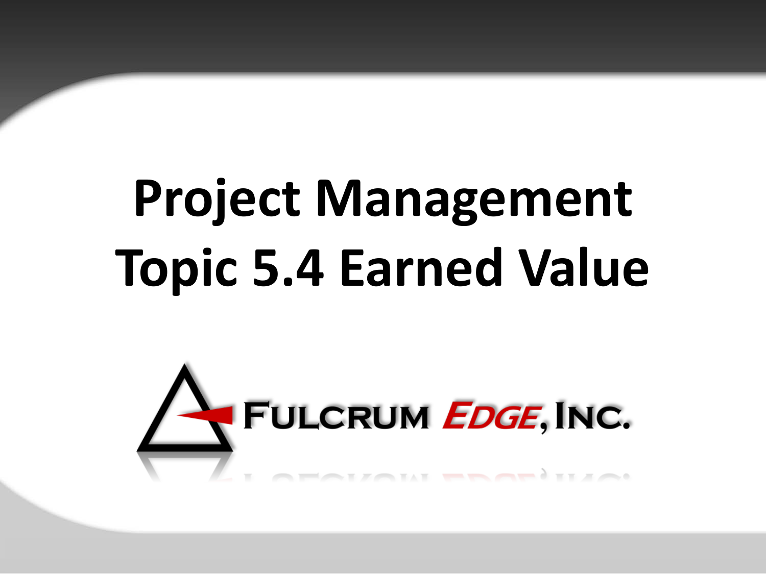# Project Management
# Topic 5.4 Earned Value

FULCRUM EDGE, INC.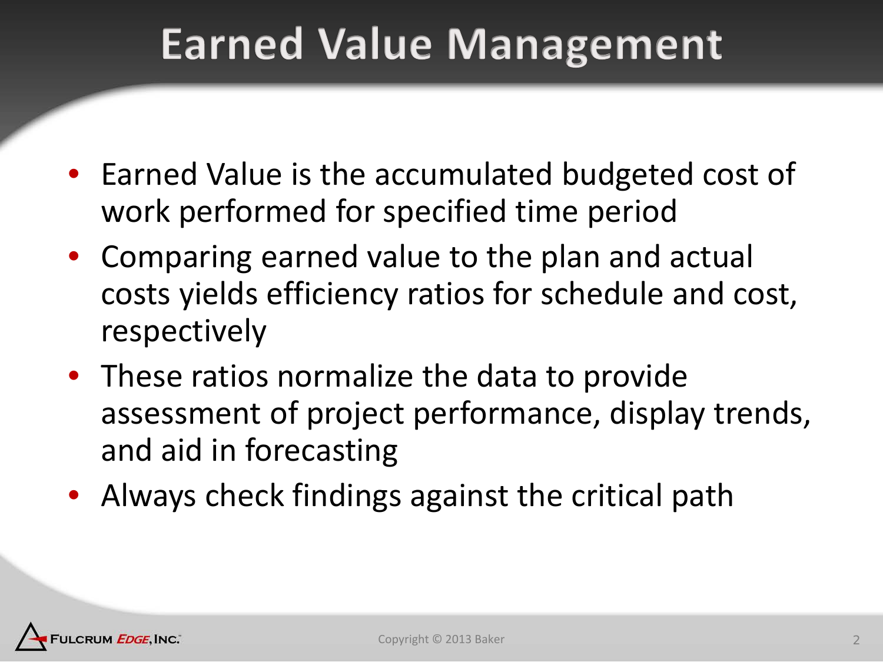# Earned Value Management

- Earned Value is the accumulated budgeted cost of work performed for specified time period
- Comparing earned value to the plan and actual costs yields efficiency ratios for schedule and cost, respectively
- These ratios normalize the data to provide assessment of project performance, display trends, and aid in forecasting
- Always check findings against the critical path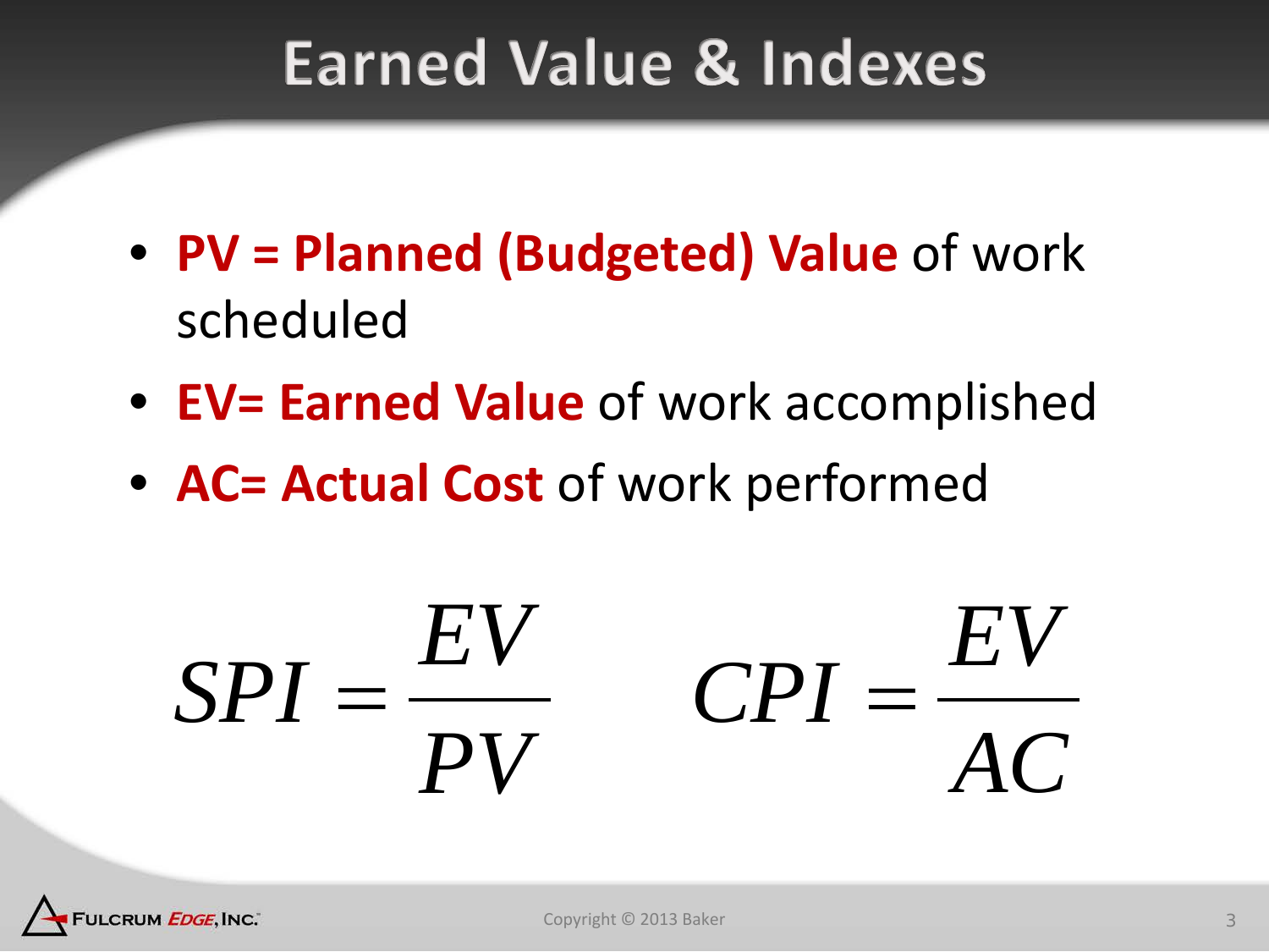# Earned Value & Indexes

- **PV = Planned (Budgeted) Value** of work scheduled
- **EV= Earned Value** of work accomplished
- **AC= Actual Cost** of work performed

$$SPI = \frac{EV}{PV} \qquad CPI = \frac{EV}{AC}$$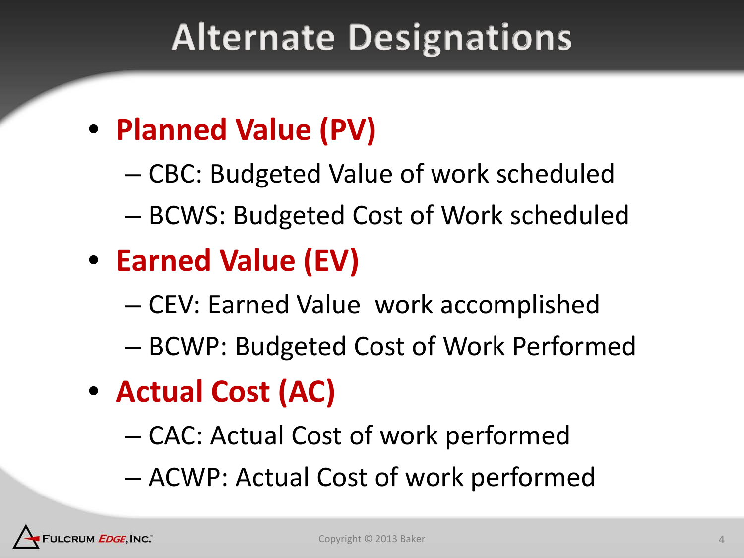# Alternate Designations

- **Planned Value (PV)**
  - CBC: Budgeted Value of work scheduled
  - BCWS: Budgeted Cost of Work scheduled
- **Earned Value (EV)**
  - CEV: Earned Value  work accomplished
  - BCWP: Budgeted Cost of Work Performed
- **Actual Cost (AC)**
  - CAC: Actual Cost of work performed
  - ACWP: Actual Cost of work performed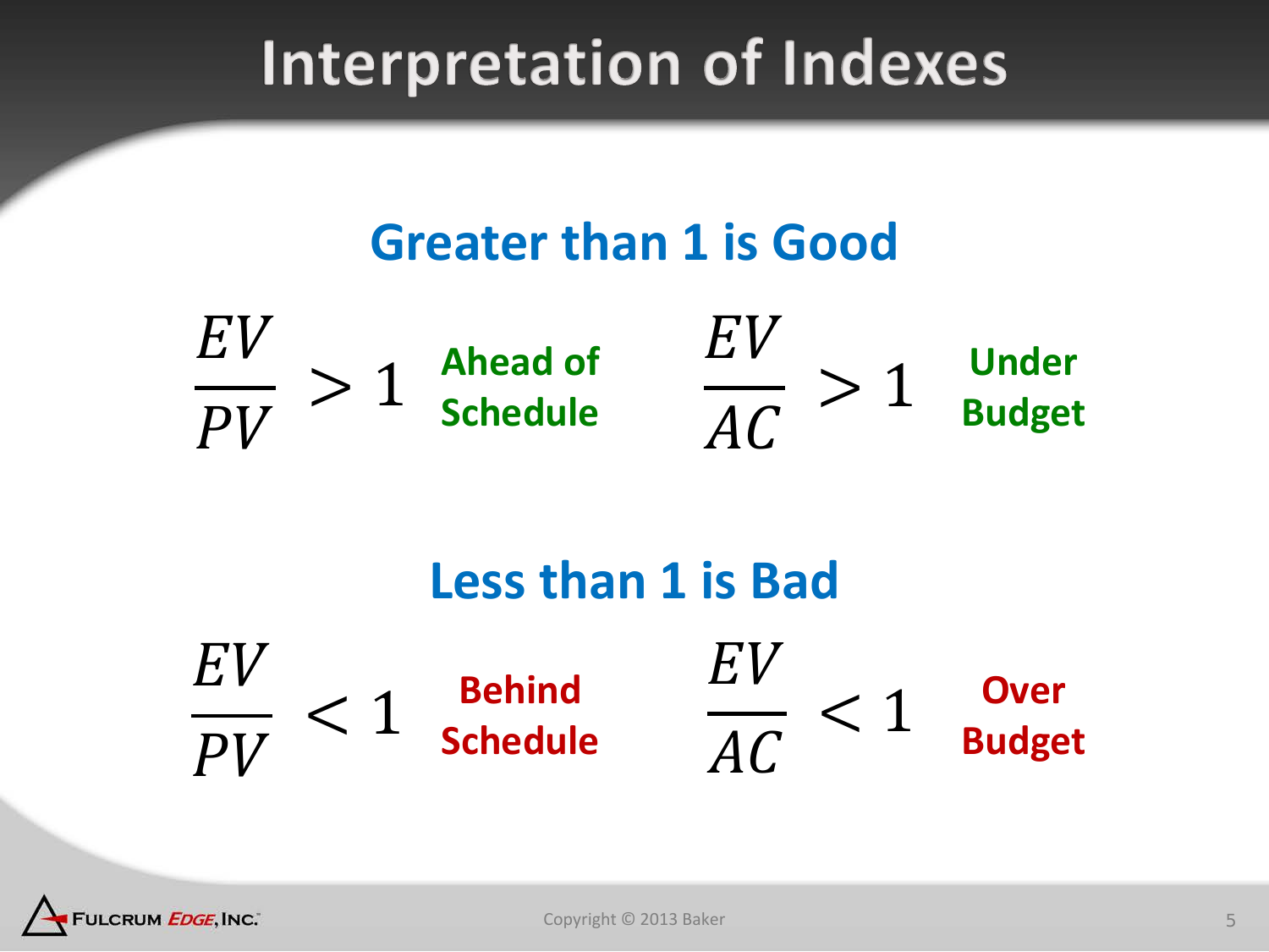# Interpretation of Indexes

## Greater than 1 is Good

$$\frac{EV}{PV} > 1$$ **Ahead of Schedule**

$$\frac{EV}{AC} > 1$$ **Under Budget**

## Less than 1 is Bad

$$\frac{EV}{PV} < 1$$ **Behind Schedule**

$$\frac{EV}{AC} < 1$$ **Over Budget**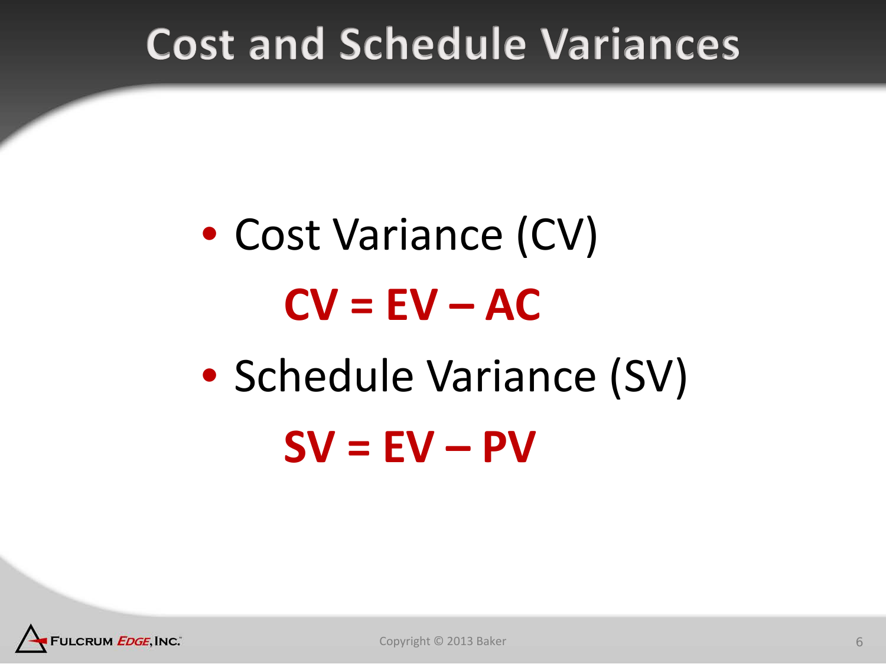# Cost and Schedule Variances

- Cost Variance (CV)

  $$CV = EV - AC$$

- Schedule Variance (SV)

  $$SV = EV - PV$$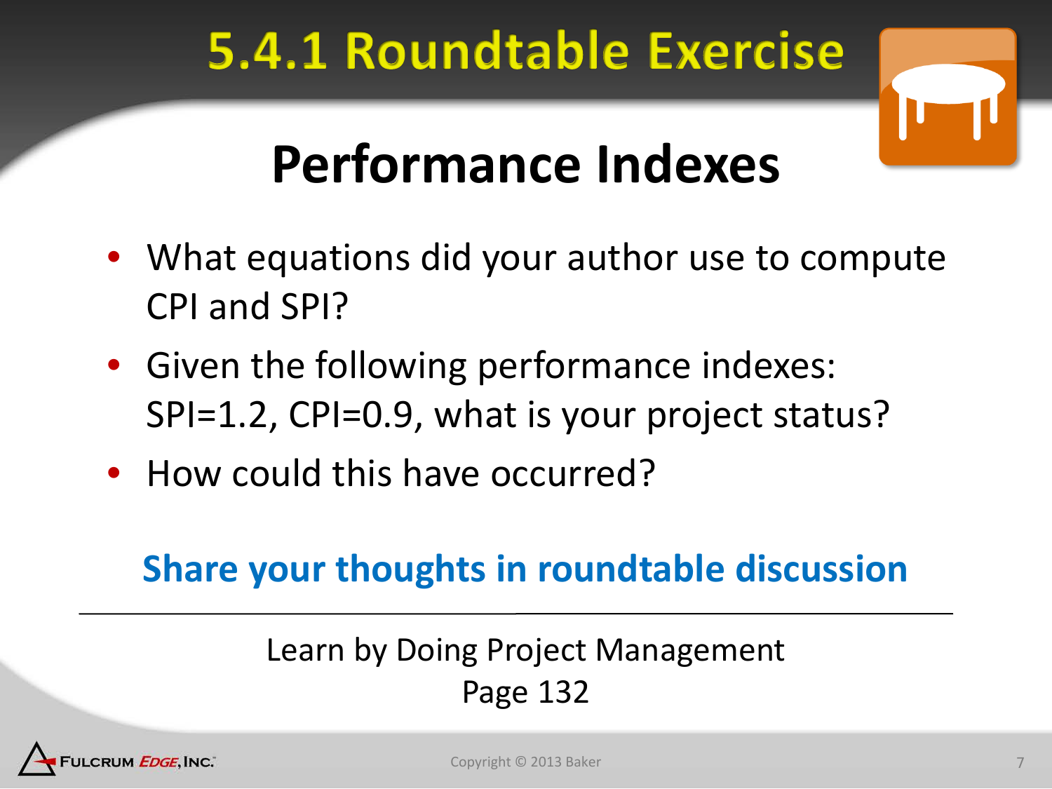# 5.4.1 Roundtable Exercise

## Performance Indexes

- What equations did your author use to compute CPI and SPI?
- Given the following performance indexes: SPI=1.2, CPI=0.9, what is your project status?
- How could this have occurred?

**Share your thoughts in roundtable discussion**

---

Learn by Doing Project Management
Page 132

Copyright © 2013 Baker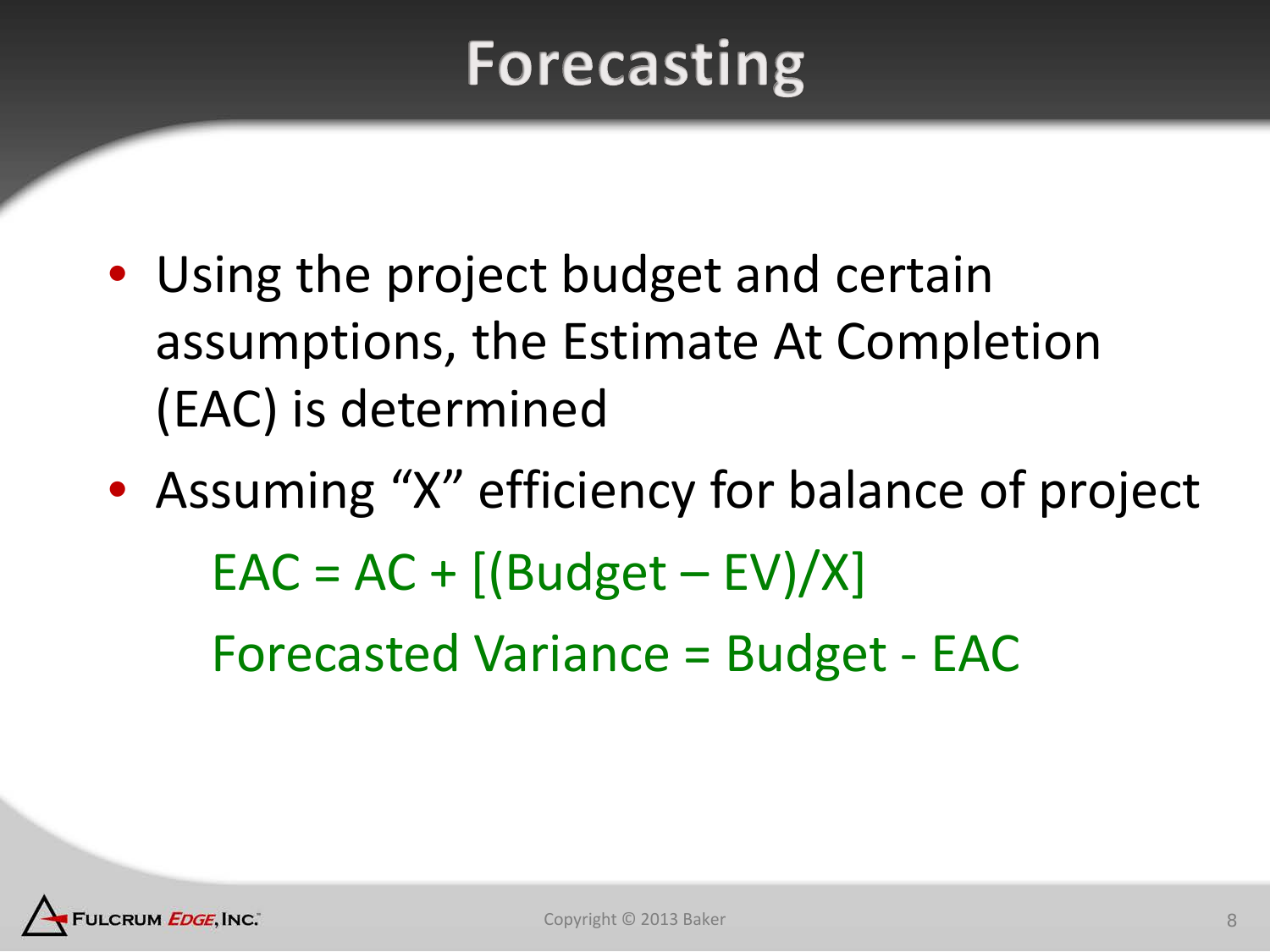# Forecasting

- Using the project budget and certain assumptions, the Estimate At Completion (EAC) is determined
- Assuming "X" efficiency for balance of project

$$EAC = AC + [(Budget - EV)/X]$$

$$\text{Forecasted Variance} = Budget - EAC$$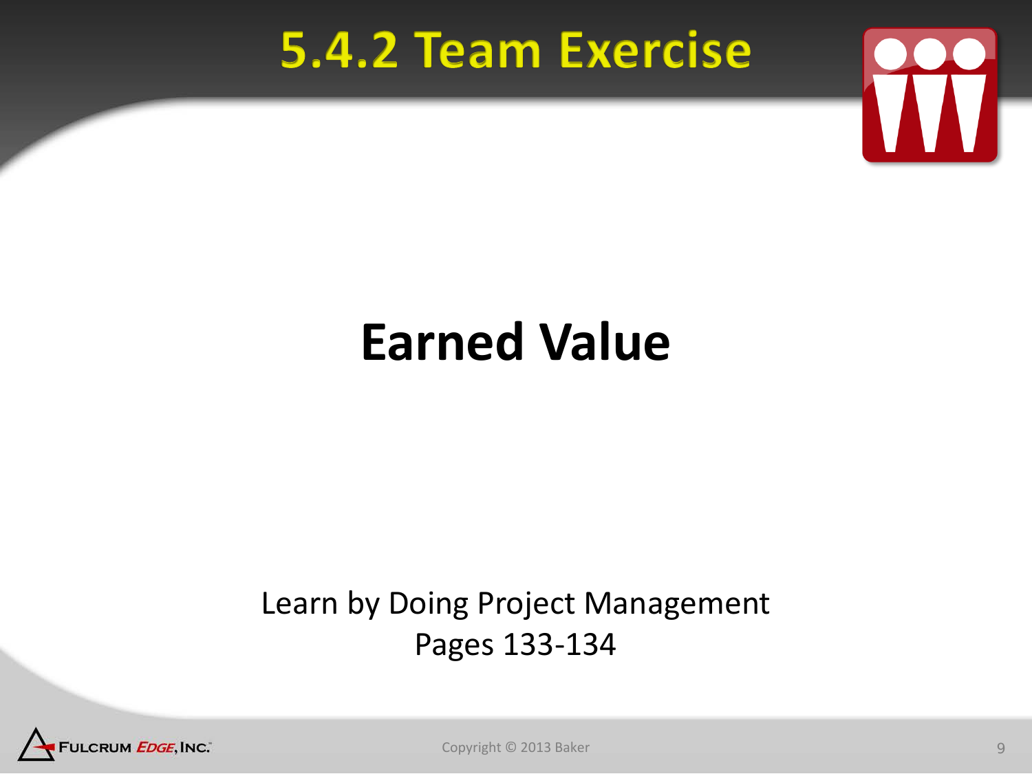# 5.4.2 Team Exercise

## Earned Value

Learn by Doing Project Management
Pages 133-134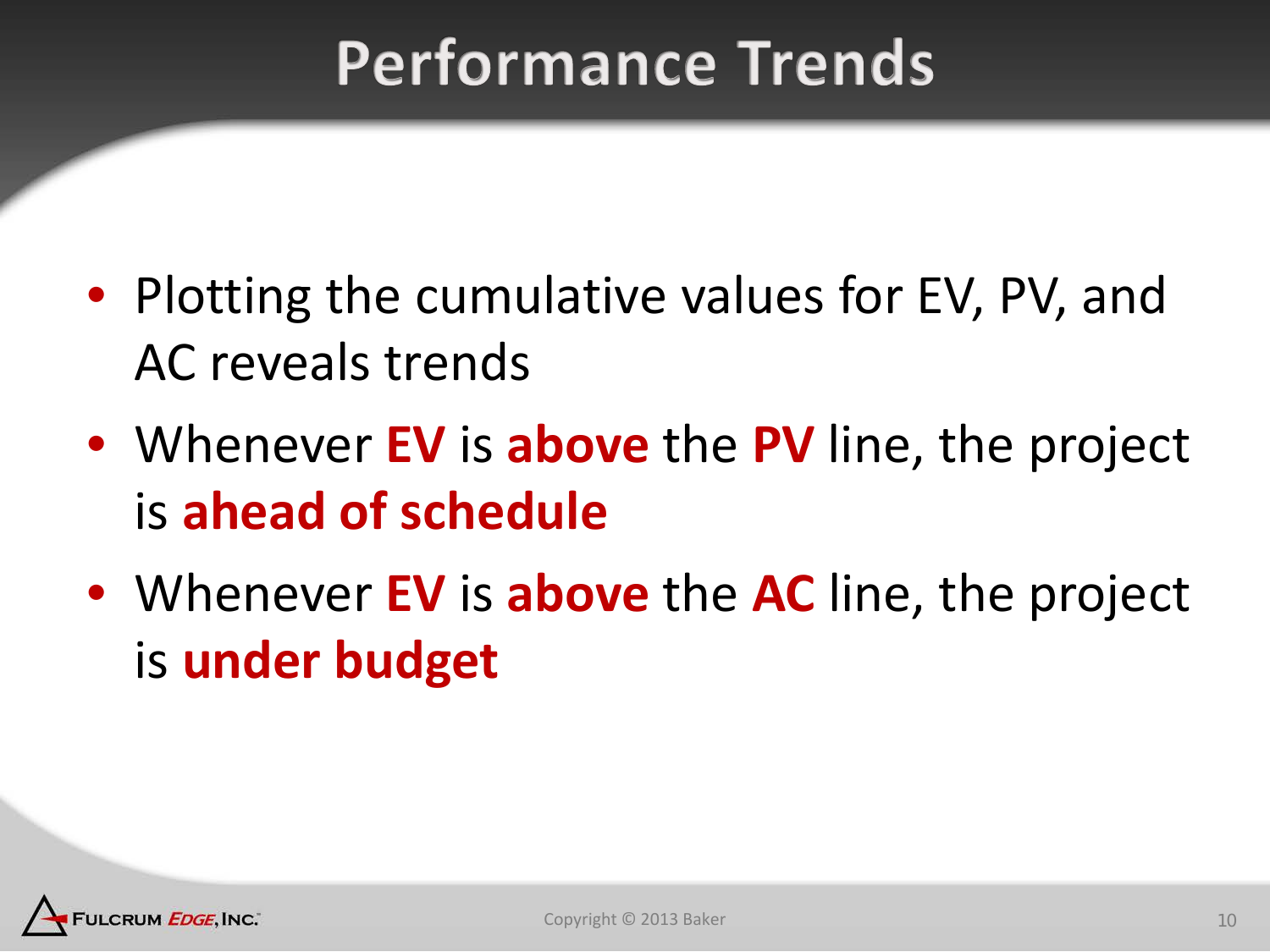# Performance Trends

- Plotting the cumulative values for EV, PV, and AC reveals trends
- Whenever **EV** is **above** the **PV** line, the project is **ahead of schedule**
- Whenever **EV** is **above** the **AC** line, the project is **under budget**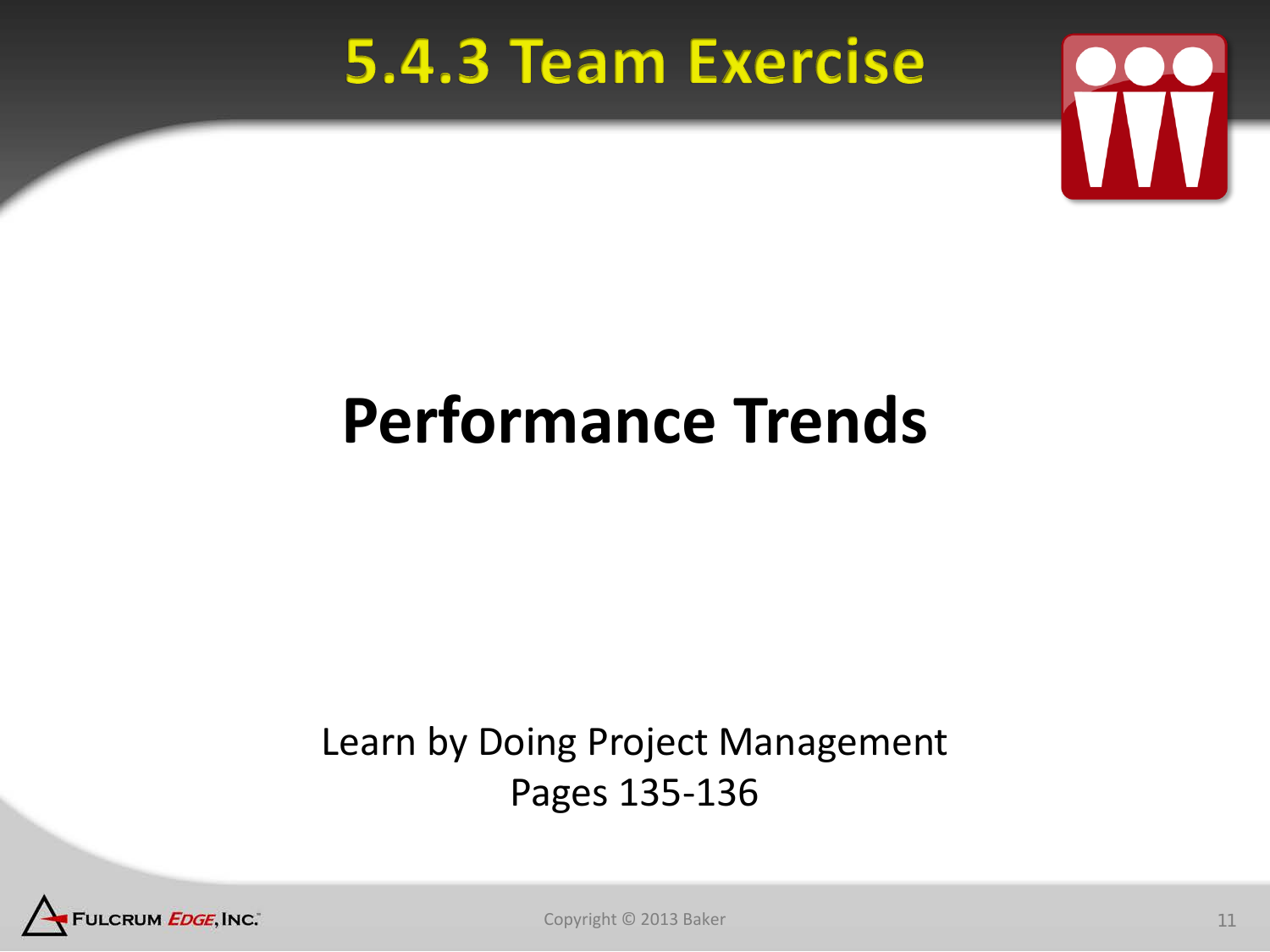# 5.4.3 Team Exercise

## Performance Trends

Learn by Doing Project Management
Pages 135-136

Copyright © 2013 Baker